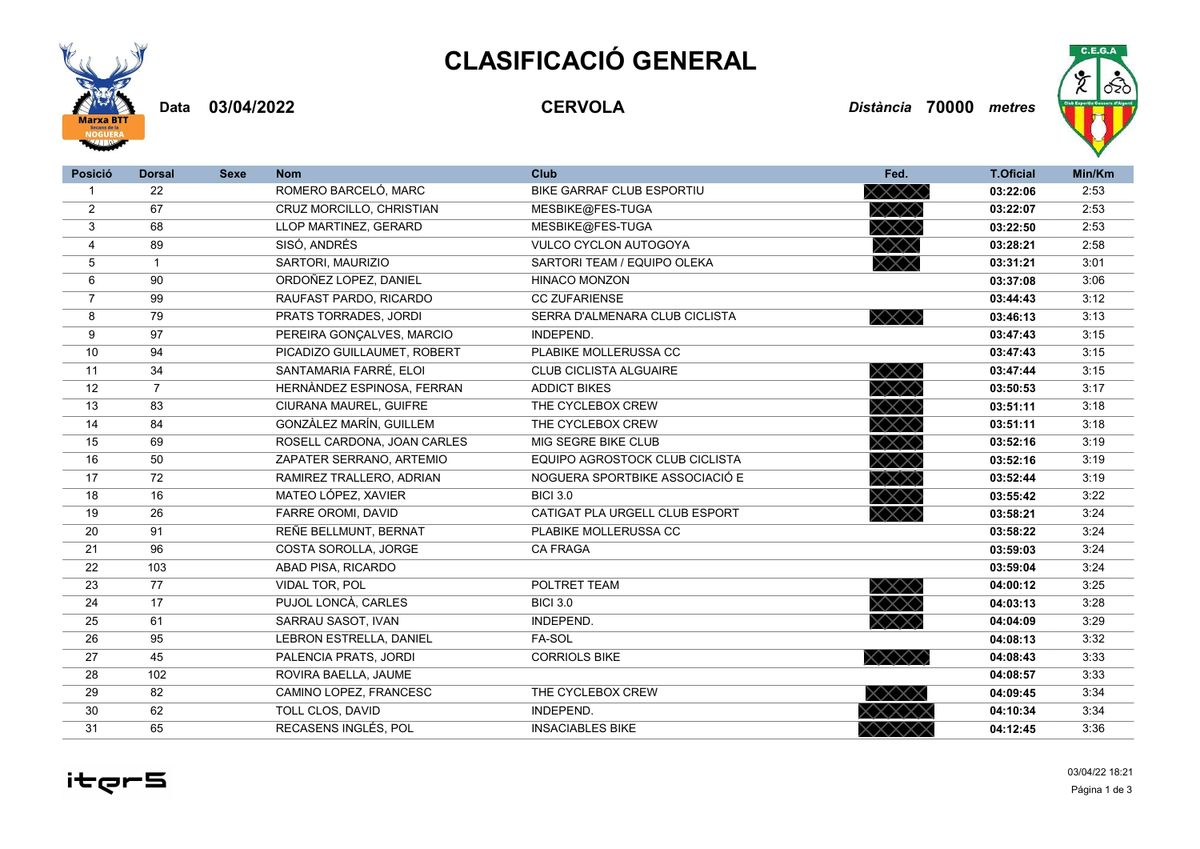# CLASIFICACIÓ GENERAL

**Data** **03/04/2022** **CERVOLA** *Distància* **70000** *metres*

| Posició | Dorsal | Sexe | Nom | Club | Fed. | T.Oficial | Min/Km |
|---|---|---|---|---|---|---|---|
| 1 | 22 | | ROMERO BARCELÓ, MARC | BIKE GARRAF CLUB ESPORTIU | XXXX | **03:22:06** | 2:53 |
| 2 | 67 | | CRUZ MORCILLO, CHRISTIAN | MESBIKE@FES-TUGA | XXX | **03:22:07** | 2:53 |
| 3 | 68 | | LLOP MARTINEZ, GERARD | MESBIKE@FES-TUGA | XXX | **03:22:50** | 2:53 |
| 4 | 89 | | SISÓ, ANDRÉS | VULCO CYCLON AUTOGOYA | XXX | **03:28:21** | 2:58 |
| 5 | 1 | | SARTORI, MAURIZIO | SARTORI TEAM / EQUIPO OLEKA | XXX | **03:31:21** | 3:01 |
| 6 | 90 | | ORDOÑEZ LOPEZ, DANIEL | HINACO MONZON | | **03:37:08** | 3:06 |
| 7 | 99 | | RAUFAST PARDO, RICARDO | CC ZUFARIENSE | | **03:44:43** | 3:12 |
| 8 | 79 | | PRATS TORRADES, JORDI | SERRA D'ALMENARA CLUB CICLISTA | XXX | **03:46:13** | 3:13 |
| 9 | 97 | | PEREIRA GONÇALVES, MARCIO | INDEPEND. | | **03:47:43** | 3:15 |
| 10 | 94 | | PICADIZO GUILLAUMET, ROBERT | PLABIKE MOLLERUSSA CC | | **03:47:43** | 3:15 |
| 11 | 34 | | SANTAMARIA FARRÉ, ELOI | CLUB CICLISTA ALGUAIRE | XXX | **03:47:44** | 3:15 |
| 12 | 7 | | HERNÀNDEZ ESPINOSA, FERRAN | ADDICT BIKES | XXX | **03:50:53** | 3:17 |
| 13 | 83 | | CIURANA MAUREL, GUIFRE | THE CYCLEBOX CREW | XXX | **03:51:11** | 3:18 |
| 14 | 84 | | GONZÀLEZ MARÍN, GUILLEM | THE CYCLEBOX CREW | XXX | **03:51:11** | 3:18 |
| 15 | 69 | | ROSELL CARDONA, JOAN CARLES | MIG SEGRE BIKE CLUB | XXX | **03:52:16** | 3:19 |
| 16 | 50 | | ZAPATER SERRANO, ARTEMIO | EQUIPO AGROSTOCK CLUB CICLISTA | XXX | **03:52:16** | 3:19 |
| 17 | 72 | | RAMIREZ TRALLERO, ADRIAN | NOGUERA SPORTBIKE ASSOCIACIÓ E | XXX | **03:52:44** | 3:19 |
| 18 | 16 | | MATEO LÓPEZ, XAVIER | BICI 3.0 | XXX | **03:55:42** | 3:22 |
| 19 | 26 | | FARRE OROMI, DAVID | CATIGAT PLA URGELL CLUB ESPORT | XXX | **03:58:21** | 3:24 |
| 20 | 91 | | REÑE BELLMUNT, BERNAT | PLABIKE MOLLERUSSA CC | | **03:58:22** | 3:24 |
| 21 | 96 | | COSTA SOROLLA, JORGE | CA FRAGA | | **03:59:03** | 3:24 |
| 22 | 103 | | ABAD PISA, RICARDO | | | **03:59:04** | 3:24 |
| 23 | 77 | | VIDAL TOR, POL | POLTRET TEAM | XXX | **04:00:12** | 3:25 |
| 24 | 17 | | PUJOL LONCÀ, CARLES | BICI 3.0 | XXX | **04:03:13** | 3:28 |
| 25 | 61 | | SARRAU SASOT, IVAN | INDEPEND. | XXX | **04:04:09** | 3:29 |
| 26 | 95 | | LEBRON ESTRELLA, DANIEL | FA-SOL | | **04:08:13** | 3:32 |
| 27 | 45 | | PALENCIA PRATS, JORDI | CORRIOLS BIKE | XXXX | **04:08:43** | 3:33 |
| 28 | 102 | | ROVIRA BAELLA, JAUME | | | **04:08:57** | 3:33 |
| 29 | 82 | | CAMINO LOPEZ, FRANCESC | THE CYCLEBOX CREW | XXXX | **04:09:45** | 3:34 |
| 30 | 62 | | TOLL CLOS, DAVID | INDEPEND. | XXXXX | **04:10:34** | 3:34 |
| 31 | 65 | | RECASENS INGLÉS, POL | INSACIABLES BIKE | XXXXX | **04:12:45** | 3:36 |

03/04/22 18:21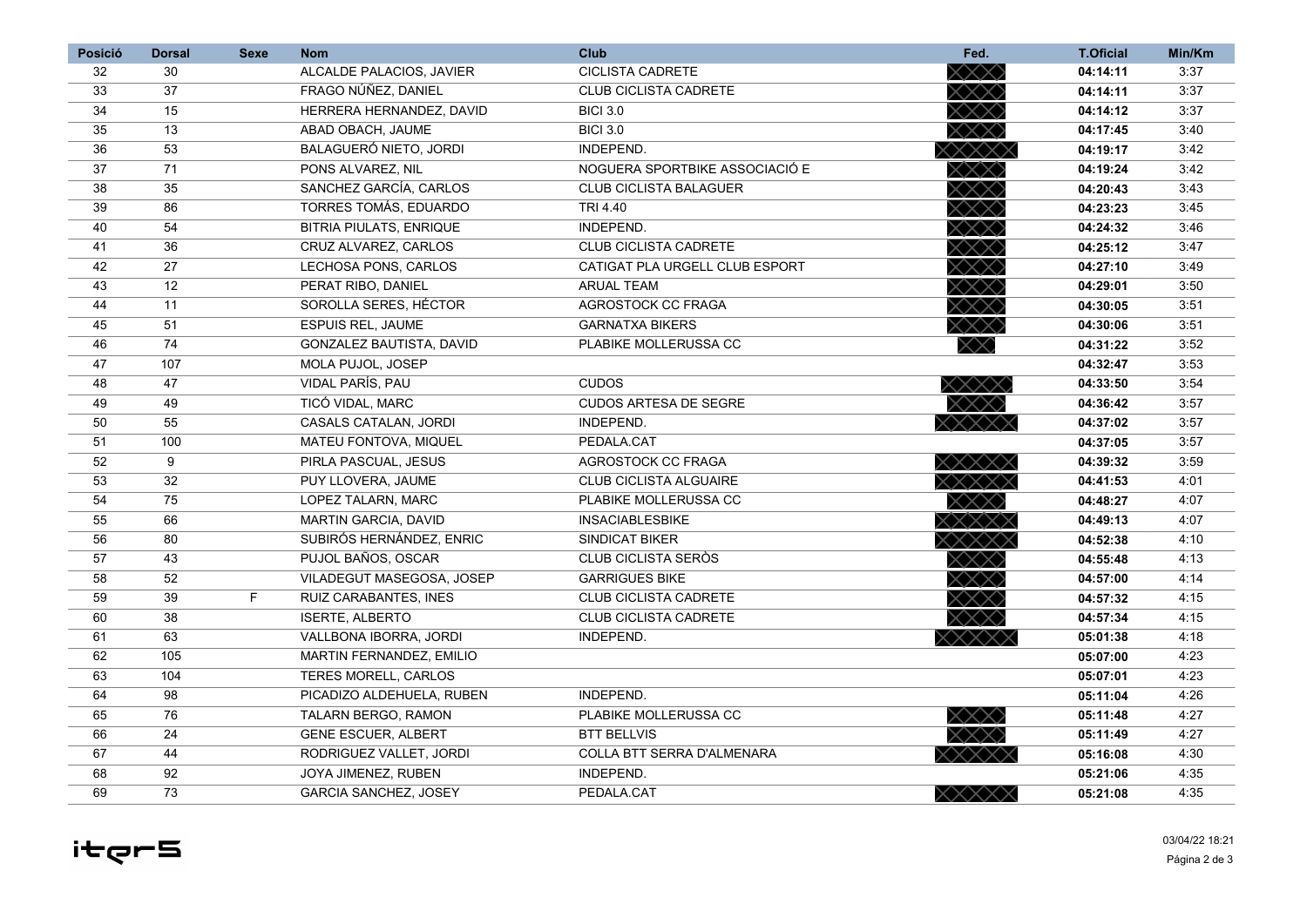| Posició | Dorsal | Sexe | Nom | Club | Fed. | T.Oficial | Min/Km |
|---|---|---|---|---|---|---|---|
| 32 | 30 | | ALCALDE PALACIOS, JAVIER | CICLISTA CADRETE | XXXX | **04:14:11** | 3:37 |
| 33 | 37 | | FRAGO NÚÑEZ, DANIEL | CLUB CICLISTA CADRETE | XXXX | **04:14:11** | 3:37 |
| 34 | 15 | | HERRERA HERNANDEZ, DAVID | BICI 3.0 | XXXX | **04:14:12** | 3:37 |
| 35 | 13 | | ABAD OBACH, JAUME | BICI 3.0 | XXXX | **04:17:45** | 3:40 |
| 36 | 53 | | BALAGUERÓ NIETO, JORDI | INDEPEND. | XXXXX | **04:19:17** | 3:42 |
| 37 | 71 | | PONS ALVAREZ, NIL | NOGUERA SPORTBIKE ASSOCIACIÓ E | XXXX | **04:19:24** | 3:42 |
| 38 | 35 | | SANCHEZ GARCÍA, CARLOS | CLUB CICLISTA BALAGUER | XXXX | **04:20:43** | 3:43 |
| 39 | 86 | | TORRES TOMÁS, EDUARDO | TRI 4.40 | XXXX | **04:23:23** | 3:45 |
| 40 | 54 | | BITRIA PIULATS, ENRIQUE | INDEPEND. | XXXX | **04:24:32** | 3:46 |
| 41 | 36 | | CRUZ ALVAREZ, CARLOS | CLUB CICLISTA CADRETE | XXXX | **04:25:12** | 3:47 |
| 42 | 27 | | LECHOSA PONS, CARLOS | CATIGAT PLA URGELL CLUB ESPORT | XXXX | **04:27:10** | 3:49 |
| 43 | 12 | | PERAT RIBO, DANIEL | ARUAL TEAM | XXXX | **04:29:01** | 3:50 |
| 44 | 11 | | SOROLLA SERES, HÉCTOR | AGROSTOCK CC FRAGA | XXXX | **04:30:05** | 3:51 |
| 45 | 51 | | ESPUIS REL, JAUME | GARNATXA BIKERS | XXXX | **04:30:06** | 3:51 |
| 46 | 74 | | GONZALEZ BAUTISTA, DAVID | PLABIKE MOLLERUSSA CC | XXX | **04:31:22** | 3:52 |
| 47 | 107 | | MOLA PUJOL, JOSEP | | | **04:32:47** | 3:53 |
| 48 | 47 | | VIDAL PARÍS, PAU | CUDOS | XXXXX | **04:33:50** | 3:54 |
| 49 | 49 | | TICÓ VIDAL, MARC | CUDOS ARTESA DE SEGRE | XXXX | **04:36:42** | 3:57 |
| 50 | 55 | | CASALS CATALAN, JORDI | INDEPEND. | XXXXX | **04:37:02** | 3:57 |
| 51 | 100 | | MATEU FONTOVA, MIQUEL | PEDALA.CAT | | **04:37:05** | 3:57 |
| 52 | 9 | | PIRLA PASCUAL, JESUS | AGROSTOCK CC FRAGA | XXXXX | **04:39:32** | 3:59 |
| 53 | 32 | | PUY LLOVERA, JAUME | CLUB CICLISTA ALGUAIRE | XXXXX | **04:41:53** | 4:01 |
| 54 | 75 | | LOPEZ TALARN, MARC | PLABIKE MOLLERUSSA CC | XXXX | **04:48:27** | 4:07 |
| 55 | 66 | | MARTIN GARCIA, DAVID | INSACIABLESBIKE | XXXXX | **04:49:13** | 4:07 |
| 56 | 80 | | SUBIRÓS HERNÁNDEZ, ENRIC | SINDICAT BIKER | XXXXX | **04:52:38** | 4:10 |
| 57 | 43 | | PUJOL BAÑOS, OSCAR | CLUB CICLISTA SERÒS | XXXX | **04:55:48** | 4:13 |
| 58 | 52 | | VILADEGUT MASEGOSA, JOSEP | GARRIGUES BIKE | XXXX | **04:57:00** | 4:14 |
| 59 | 39 | F | RUIZ CARABANTES, INES | CLUB CICLISTA CADRETE | XXXX | **04:57:32** | 4:15 |
| 60 | 38 | | ISERTE, ALBERTO | CLUB CICLISTA CADRETE | XXXX | **04:57:34** | 4:15 |
| 61 | 63 | | VALLBONA IBORRA, JORDI | INDEPEND. | XXXXX | **05:01:38** | 4:18 |
| 62 | 105 | | MARTIN FERNANDEZ, EMILIO | | | **05:07:00** | 4:23 |
| 63 | 104 | | TERES MORELL, CARLOS | | | **05:07:01** | 4:23 |
| 64 | 98 | | PICADIZO ALDEHUELA, RUBEN | INDEPEND. | | **05:11:04** | 4:26 |
| 65 | 76 | | TALARN BERGO, RAMON | PLABIKE MOLLERUSSA CC | XXXX | **05:11:48** | 4:27 |
| 66 | 24 | | GENE ESCUER, ALBERT | BTT BELLVIS | XXXX | **05:11:49** | 4:27 |
| 67 | 44 | | RODRIGUEZ VALLET, JORDI | COLLA BTT SERRA D'ALMENARA | XXXXX | **05:16:08** | 4:30 |
| 68 | 92 | | JOYA JIMENEZ, RUBEN | INDEPEND. | | **05:21:06** | 4:35 |
| 69 | 73 | | GARCIA SANCHEZ, JOSEY | PEDALA.CAT | XXXXX | **05:21:08** | 4:35 |

03/04/22 18:21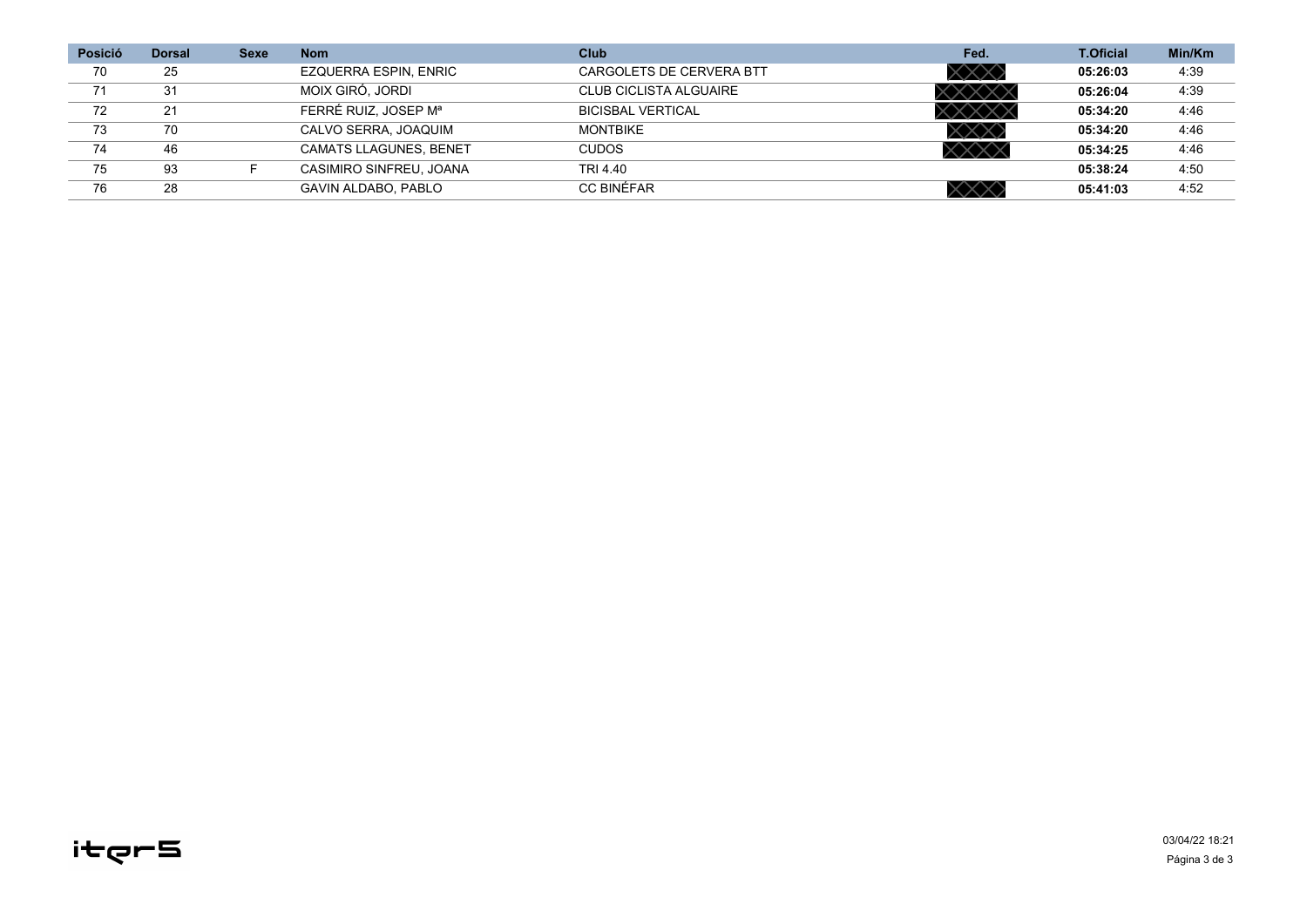| Posició | Dorsal | Sexe | Nom | Club | Fed. | T.Oficial | Min/Km |
|---|---|---|---|---|---|---|---|
| 70 | 25 | | EZQUERRA ESPIN, ENRIC | CARGOLETS DE CERVERA BTT | | **05:26:03** | 4:39 |
| 71 | 31 | | MOIX GIRÓ, JORDI | CLUB CICLISTA ALGUAIRE | | **05:26:04** | 4:39 |
| 72 | 21 | | FERRÉ RUIZ, JOSEP Mª | BICISBAL VERTICAL | | **05:34:20** | 4:46 |
| 73 | 70 | | CALVO SERRA, JOAQUIM | MONTBIKE | | **05:34:20** | 4:46 |
| 74 | 46 | | CAMATS LLAGUNES, BENET | CUDOS | | **05:34:25** | 4:46 |
| 75 | 93 | F | CASIMIRO SINFREU, JOANA | TRI 4.40 | | **05:38:24** | 4:50 |
| 76 | 28 | | GAVIN ALDABO, PABLO | CC BINÉFAR | | **05:41:03** | 4:52 |

iter5

03/04/22 18:21